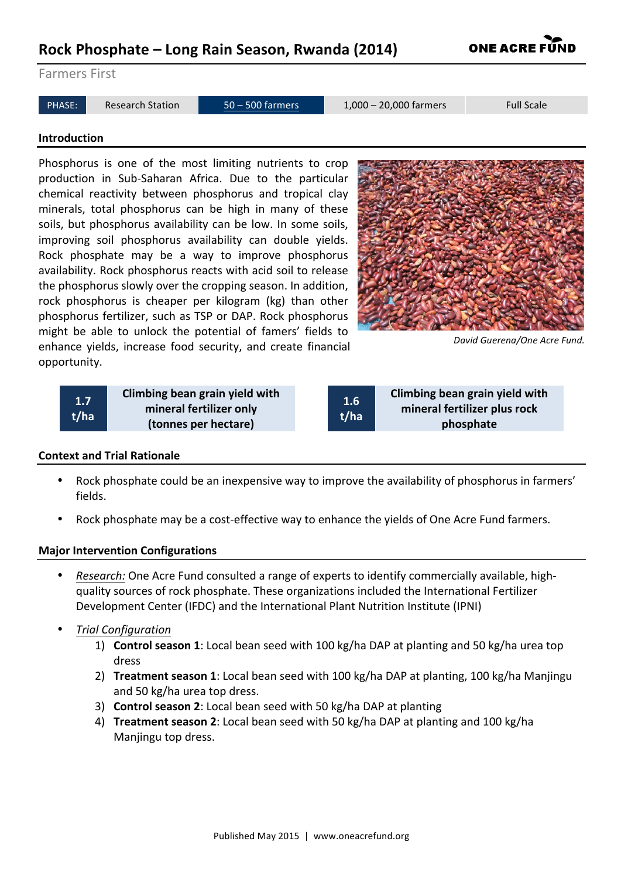# Rock Phosphate – Long Rain Season, Rwanda (2014)

Farmers First

| PHASE: | Research Station | 50 – 500 farmers | 1,000 – 20,000 farmers | Full Scale |
|---|---|---|---|---|

## Introduction

Phosphorus is one of the most limiting nutrients to crop production in Sub-Saharan Africa. Due to the particular chemical reactivity between phosphorus and tropical clay minerals, total phosphorus can be high in many of these soils, but phosphorus availability can be low. In some soils, improving soil phosphorus availability can double yields. Rock phosphate may be a way to improve phosphorus availability. Rock phosphorus reacts with acid soil to release the phosphorus slowly over the cropping season. In addition, rock phosphorus is cheaper per kilogram (kg) than other phosphorus fertilizer, such as TSP or DAP. Rock phosphorus might be able to unlock the potential of famers' fields to enhance yields, increase food security, and create financial opportunity.

*David Guerena/One Acre Fund.*

| 1.7 t/ha | Climbing bean grain yield with mineral fertilizer only (tonnes per hectare) |
|---|---|

| 1.6 t/ha | Climbing bean grain yield with mineral fertilizer plus rock phosphate |
|---|---|

## Context and Trial Rationale

- Rock phosphate could be an inexpensive way to improve the availability of phosphorus in farmers' fields.
- Rock phosphate may be a cost-effective way to enhance the yields of One Acre Fund farmers.

## Major Intervention Configurations

- *Research:* One Acre Fund consulted a range of experts to identify commercially available, high-quality sources of rock phosphate. These organizations included the International Fertilizer Development Center (IFDC) and the International Plant Nutrition Institute (IPNI)
- *Trial Configuration*
  1) **Control season 1**: Local bean seed with 100 kg/ha DAP at planting and 50 kg/ha urea top dress
  2) **Treatment season 1**: Local bean seed with 100 kg/ha DAP at planting, 100 kg/ha Manjingu and 50 kg/ha urea top dress.
  3) **Control season 2**: Local bean seed with 50 kg/ha DAP at planting
  4) **Treatment season 2**: Local bean seed with 50 kg/ha DAP at planting and 100 kg/ha Manjingu top dress.

Published May 2015 | www.oneacrefund.org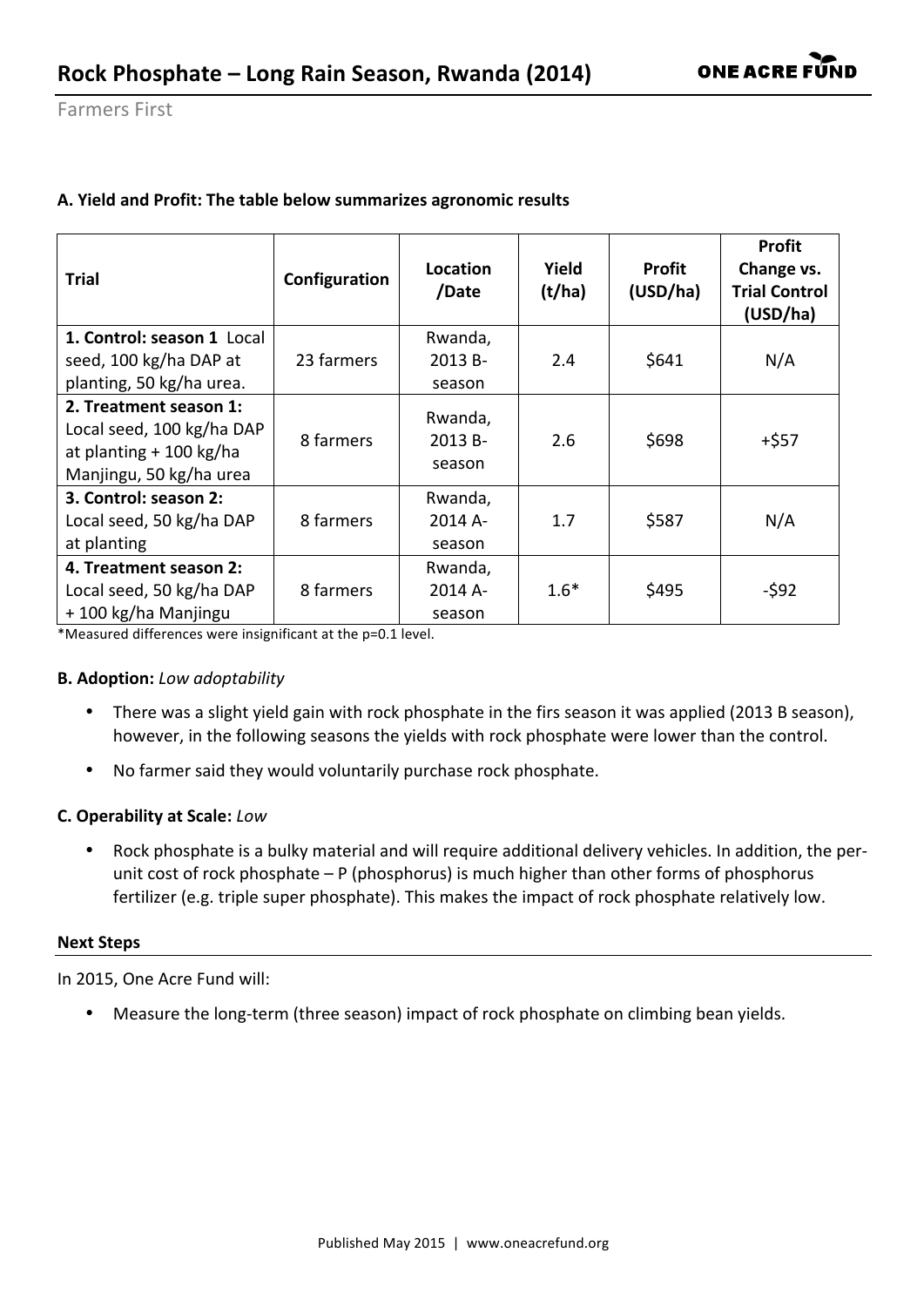# Rock Phosphate – Long Rain Season, Rwanda (2014)

Farmers First

**A. Yield and Profit: The table below summarizes agronomic results**

| Trial | Configuration | Location /Date | Yield (t/ha) | Profit (USD/ha) | Profit Change vs. Trial Control (USD/ha) |
|---|---|---|---|---|---|
| **1. Control: season 1** Local seed, 100 kg/ha DAP at planting, 50 kg/ha urea. | 23 farmers | Rwanda, 2013 B-season | 2.4 | $641 | N/A |
| **2. Treatment season 1:** Local seed, 100 kg/ha DAP at planting + 100 kg/ha Manjingu, 50 kg/ha urea | 8 farmers | Rwanda, 2013 B-season | 2.6 | $698 | +$57 |
| **3. Control: season 2:** Local seed, 50 kg/ha DAP at planting | 8 farmers | Rwanda, 2014 A-season | 1.7 | $587 | N/A |
| **4. Treatment season 2:** Local seed, 50 kg/ha DAP + 100 kg/ha Manjingu | 8 farmers | Rwanda, 2014 A-season | 1.6* | $495 | -$92 |

*Measured differences were insignificant at the p=0.1 level.

**B. Adoption:** *Low adoptability*

- There was a slight yield gain with rock phosphate in the firs season it was applied (2013 B season), however, in the following seasons the yields with rock phosphate were lower than the control.
- No farmer said they would voluntarily purchase rock phosphate.

**C. Operability at Scale:** *Low*

- Rock phosphate is a bulky material and will require additional delivery vehicles. In addition, the per-unit cost of rock phosphate – P (phosphorus) is much higher than other forms of phosphorus fertilizer (e.g. triple super phosphate). This makes the impact of rock phosphate relatively low.

**Next Steps**

In 2015, One Acre Fund will:

- Measure the long-term (three season) impact of rock phosphate on climbing bean yields.